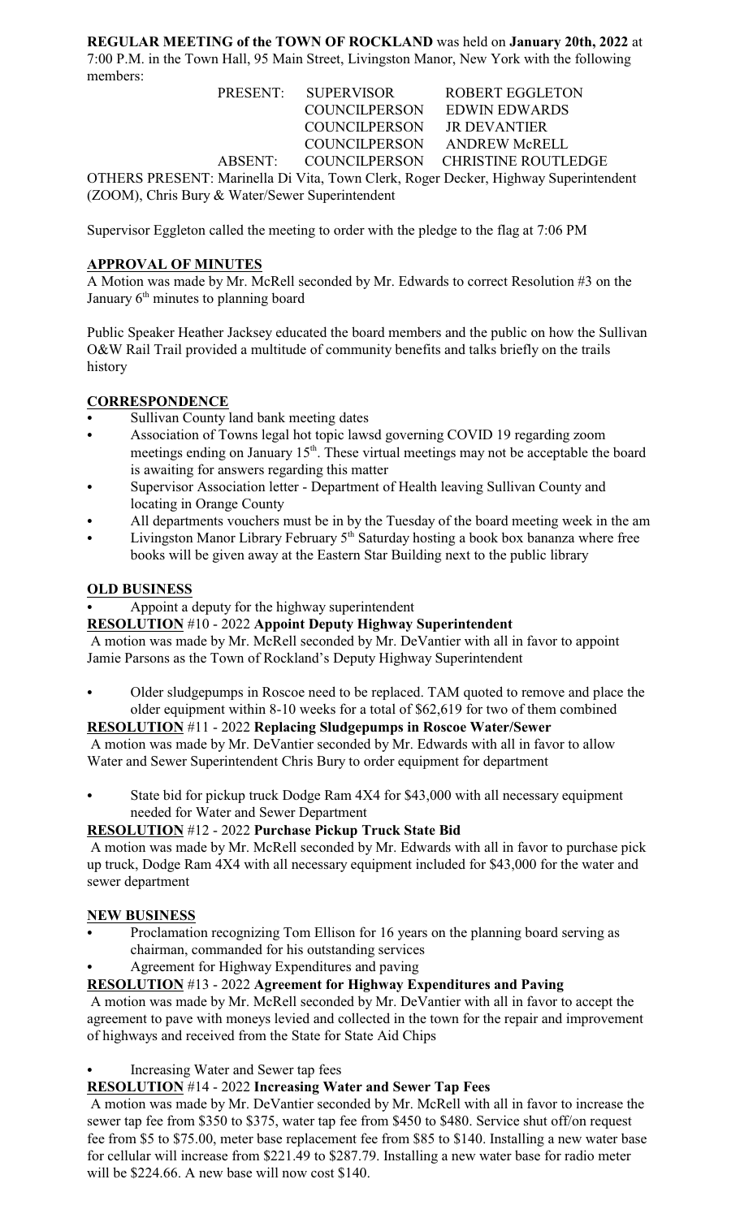**REGULAR MEETING of the TOWN OF ROCKLAND** was held on **January 20th, 2022** at 7:00 P.M. in the Town Hall, 95 Main Street, Livingston Manor, New York with the following members:

| | | |
|---|---|---|
| PRESENT: | SUPERVISOR | ROBERT EGGLETON |
| | COUNCILPERSON | EDWIN EDWARDS |
| | COUNCILPERSON | JR DEVANTIER |
| | COUNCILPERSON | ANDREW McRELL |
| ABSENT: | COUNCILPERSON | CHRISTINE ROUTLEDGE |

OTHERS PRESENT: Marinella Di Vita, Town Clerk, Roger Decker, Highway Superintendent (ZOOM), Chris Bury & Water/Sewer Superintendent

Supervisor Eggleton called the meeting to order with the pledge to the flag at 7:06 PM

**APPROVAL OF MINUTES**

A Motion was made by Mr. McRell seconded by Mr. Edwards to correct Resolution #3 on the January 6th minutes to planning board

Public Speaker Heather Jacksey educated the board members and the public on how the Sullivan O&W Rail Trail provided a multitude of community benefits and talks briefly on the trails history

**CORRESPONDENCE**

- Sullivan County land bank meeting dates
- Association of Towns legal hot topic lawsd governing COVID 19 regarding zoom meetings ending on January 15th. These virtual meetings may not be acceptable the board is awaiting for answers regarding this matter
- Supervisor Association letter - Department of Health leaving Sullivan County and locating in Orange County
- All departments vouchers must be in by the Tuesday of the board meeting week in the am
- Livingston Manor Library February 5th Saturday hosting a book box bananza where free books will be given away at the Eastern Star Building next to the public library

**OLD BUSINESS**

- Appoint a deputy for the highway superintendent

**RESOLUTION** #10 - 2022 **Appoint Deputy Highway Superintendent**

A motion was made by Mr. McRell seconded by Mr. DeVantier with all in favor to appoint Jamie Parsons as the Town of Rockland's Deputy Highway Superintendent

- Older sludgepumps in Roscoe need to be replaced. TAM quoted to remove and place the older equipment within 8-10 weeks for a total of $62,619 for two of them combined

**RESOLUTION** #11 - 2022 **Replacing Sludgepumps in Roscoe Water/Sewer**

A motion was made by Mr. DeVantier seconded by Mr. Edwards with all in favor to allow Water and Sewer Superintendent Chris Bury to order equipment for department

- State bid for pickup truck Dodge Ram 4X4 for $43,000 with all necessary equipment needed for Water and Sewer Department

**RESOLUTION** #12 - 2022 **Purchase Pickup Truck State Bid**

A motion was made by Mr. McRell seconded by Mr. Edwards with all in favor to purchase pick up truck, Dodge Ram 4X4 with all necessary equipment included for $43,000 for the water and sewer department

**NEW BUSINESS**

- Proclamation recognizing Tom Ellison for 16 years on the planning board serving as chairman, commanded for his outstanding services
- Agreement for Highway Expenditures and paving

**RESOLUTION** #13 - 2022 **Agreement for Highway Expenditures and Paving**

A motion was made by Mr. McRell seconded by Mr. DeVantier with all in favor to accept the agreement to pave with moneys levied and collected in the town for the repair and improvement of highways and received from the State for State Aid Chips

- Increasing Water and Sewer tap fees

**RESOLUTION** #14 - 2022 **Increasing Water and Sewer Tap Fees**

A motion was made by Mr. DeVantier seconded by Mr. McRell with all in favor to increase the sewer tap fee from $350 to $375, water tap fee from $450 to $480. Service shut off/on request fee from $5 to $75.00, meter base replacement fee from $85 to $140. Installing a new water base for cellular will increase from $221.49 to $287.79. Installing a new water base for radio meter will be $224.66. A new base will now cost $140.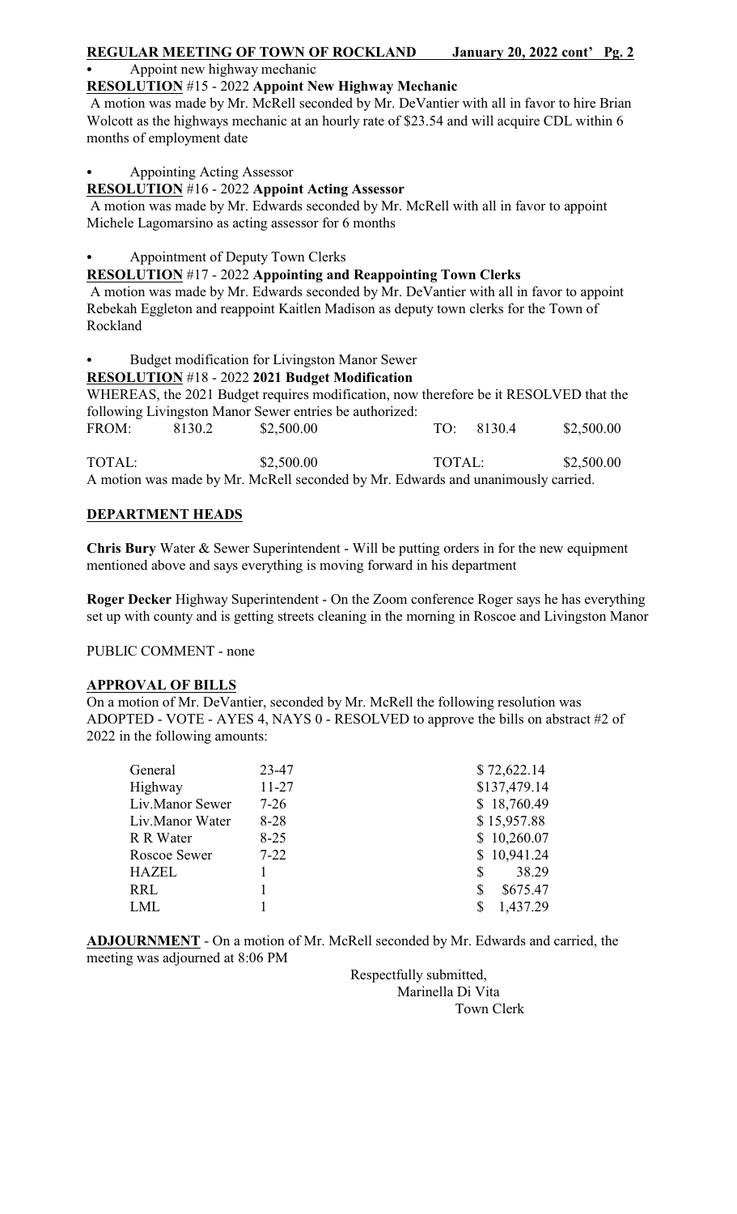**REGULAR MEETING OF TOWN OF ROCKLAND January 20, 2022 cont' Pg. 2**

- Appoint new highway mechanic

**RESOLUTION** #15 - 2022 **Appoint New Highway Mechanic**

A motion was made by Mr. McRell seconded by Mr. DeVantier with all in favor to hire Brian Wolcott as the highways mechanic at an hourly rate of $23.54 and will acquire CDL within 6 months of employment date

- Appointing Acting Assessor

**RESOLUTION** #16 - 2022 **Appoint Acting Assessor**

A motion was made by Mr. Edwards seconded by Mr. McRell with all in favor to appoint Michele Lagomarsino as acting assessor for 6 months

- Appointment of Deputy Town Clerks

**RESOLUTION** #17 - 2022 **Appointing and Reappointing Town Clerks**

A motion was made by Mr. Edwards seconded by Mr. DeVantier with all in favor to appoint Rebekah Eggleton and reappoint Kaitlen Madison as deputy town clerks for the Town of Rockland

- Budget modification for Livingston Manor Sewer

**RESOLUTION** #18 - 2022 **2021 Budget Modification**

WHEREAS, the 2021 Budget requires modification, now therefore be it RESOLVED that the following Livingston Manor Sewer entries be authorized:

| | | | | | |
|---|---|---|---|---|---|
| FROM: | 8130.2 | $2,500.00 | TO: | 8130.4 | $2,500.00 |
| TOTAL: | | $2,500.00 | TOTAL: | | $2,500.00 |

A motion was made by Mr. McRell seconded by Mr. Edwards and unanimously carried.

## DEPARTMENT HEADS

**Chris Bury** Water & Sewer Superintendent - Will be putting orders in for the new equipment mentioned above and says everything is moving forward in his department

**Roger Decker** Highway Superintendent - On the Zoom conference Roger says he has everything set up with county and is getting streets cleaning in the morning in Roscoe and Livingston Manor

PUBLIC COMMENT - none

## APPROVAL OF BILLS

On a motion of Mr. DeVantier, seconded by Mr. McRell the following resolution was ADOPTED - VOTE - AYES 4, NAYS 0 - RESOLVED to approve the bills on abstract #2 of 2022 in the following amounts:

| | | |
|---|---|---|
| General | 23-47 | $ 72,622.14 |
| Highway | 11-27 | $137,479.14 |
| Liv.Manor Sewer | 7-26 | $ 18,760.49 |
| Liv.Manor Water | 8-28 | $ 15,957.88 |
| R R Water | 8-25 | $ 10,260.07 |
| Roscoe Sewer | 7-22 | $ 10,941.24 |
| HAZEL | 1 | $ 38.29 |
| RRL | 1 | $ $675.47 |
| LML | 1 | $ 1,437.29 |

**ADJOURNMENT** - On a motion of Mr. McRell seconded by Mr. Edwards and carried, the meeting was adjourned at 8:06 PM

Respectfully submitted,
Marinella Di Vita
Town Clerk